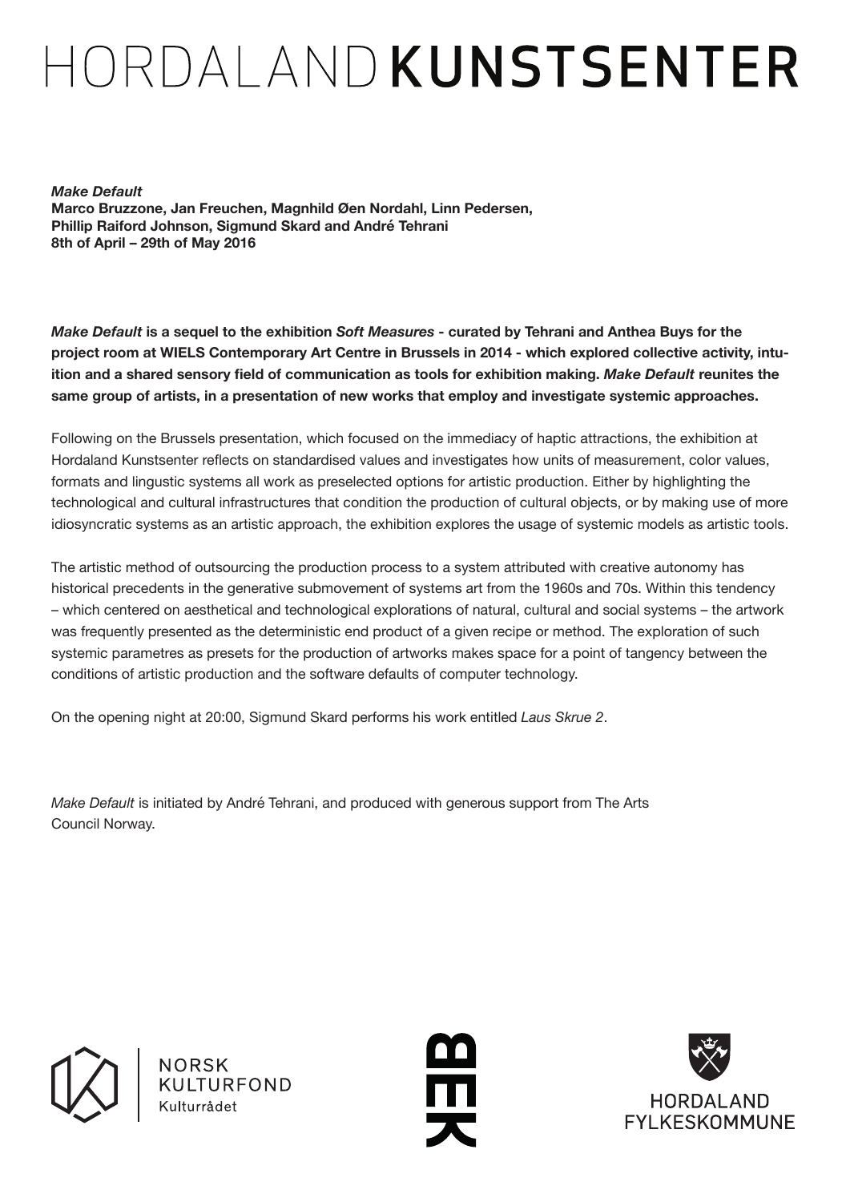# HORDALAND KUNSTSENTER

***Make Default***
**Marco Bruzzone, Jan Freuchen, Magnhild Øen Nordahl, Linn Pedersen, Phillip Raiford Johnson, Sigmund Skard and André Tehrani**
**8th of April – 29th of May 2016**

***Make Default* is a sequel to the exhibition *Soft Measures* - curated by Tehrani and Anthea Buys for the project room at WIELS Contemporary Art Centre in Brussels in 2014 - which explored collective activity, intuition and a shared sensory field of communication as tools for exhibition making. *Make Default* reunites the same group of artists, in a presentation of new works that employ and investigate systemic approaches.**

Following on the Brussels presentation, which focused on the immediacy of haptic attractions, the exhibition at Hordaland Kunstsenter reflects on standardised values and investigates how units of measurement, color values, formats and lingustic systems all work as preselected options for artistic production. Either by highlighting the technological and cultural infrastructures that condition the production of cultural objects, or by making use of more idiosyncratic systems as an artistic approach, the exhibition explores the usage of systemic models as artistic tools.

The artistic method of outsourcing the production process to a system attributed with creative autonomy has historical precedents in the generative submovement of systems art from the 1960s and 70s. Within this tendency – which centered on aesthetical and technological explorations of natural, cultural and social systems – the artwork was frequently presented as the deterministic end product of a given recipe or method. The exploration of such systemic parametres as presets for the production of artworks makes space for a point of tangency between the conditions of artistic production and the software defaults of computer technology.

On the opening night at 20:00, Sigmund Skard performs his work entitled *Laus Skrue 2*.

*Make Default* is initiated by André Tehrani, and produced with generous support from The Arts Council Norway.

NORSK KULTURFOND
Kulturrådet

BEK

HORDALAND FYLKESKOMMUNE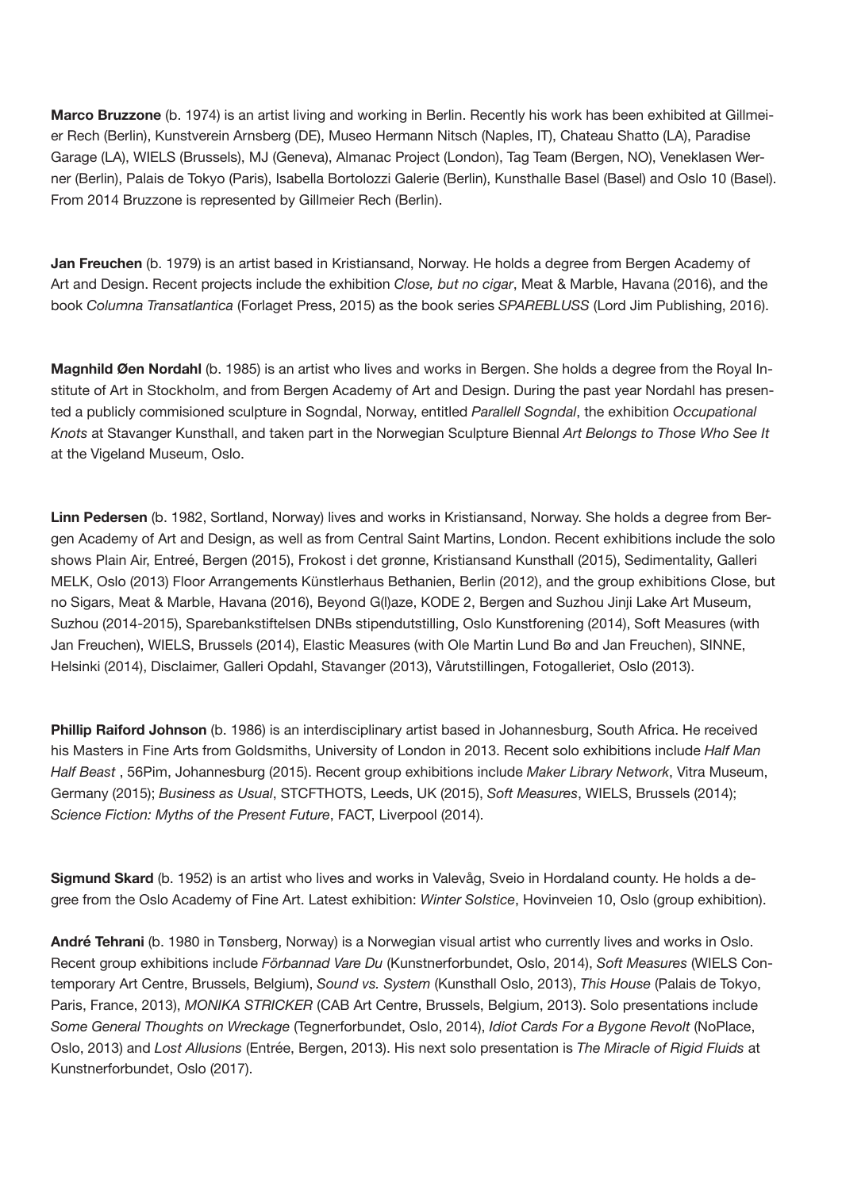**Marco Bruzzone** (b. 1974) is an artist living and working in Berlin. Recently his work has been exhibited at Gillmeier Rech (Berlin), Kunstverein Arnsberg (DE), Museo Hermann Nitsch (Naples, IT), Chateau Shatto (LA), Paradise Garage (LA), WIELS (Brussels), MJ (Geneva), Almanac Project (London), Tag Team (Bergen, NO), Veneklasen Werner (Berlin), Palais de Tokyo (Paris), Isabella Bortolozzi Galerie (Berlin), Kunsthalle Basel (Basel) and Oslo 10 (Basel). From 2014 Bruzzone is represented by Gillmeier Rech (Berlin).

**Jan Freuchen** (b. 1979) is an artist based in Kristiansand, Norway. He holds a degree from Bergen Academy of Art and Design. Recent projects include the exhibition *Close, but no cigar*, Meat & Marble, Havana (2016), and the book *Columna Transatlantica* (Forlaget Press, 2015) as the book series *SPAREBLUSS* (Lord Jim Publishing, 2016).

**Magnhild Øen Nordahl** (b. 1985) is an artist who lives and works in Bergen. She holds a degree from the Royal Institute of Art in Stockholm, and from Bergen Academy of Art and Design. During the past year Nordahl has presented a publicly commisioned sculpture in Sogndal, Norway, entitled *Parallell Sogndal*, the exhibition *Occupational Knots* at Stavanger Kunsthall, and taken part in the Norwegian Sculpture Biennal *Art Belongs to Those Who See It* at the Vigeland Museum, Oslo.

**Linn Pedersen** (b. 1982, Sortland, Norway) lives and works in Kristiansand, Norway. She holds a degree from Bergen Academy of Art and Design, as well as from Central Saint Martins, London. Recent exhibitions include the solo shows Plain Air, Entreé, Bergen (2015), Frokost i det grønne, Kristiansand Kunsthall (2015), Sedimentality, Galleri MELK, Oslo (2013) Floor Arrangements Künstlerhaus Bethanien, Berlin (2012), and the group exhibitions Close, but no Sigars, Meat & Marble, Havana (2016), Beyond G(l)aze, KODE 2, Bergen and Suzhou Jinji Lake Art Museum, Suzhou (2014-2015), Sparebankstiftelsen DNBs stipendutstilling, Oslo Kunstforening (2014), Soft Measures (with Jan Freuchen), WIELS, Brussels (2014), Elastic Measures (with Ole Martin Lund Bø and Jan Freuchen), SINNE, Helsinki (2014), Disclaimer, Galleri Opdahl, Stavanger (2013), Vårutstillingen, Fotogalleriet, Oslo (2013).

**Phillip Raiford Johnson** (b. 1986) is an interdisciplinary artist based in Johannesburg, South Africa. He received his Masters in Fine Arts from Goldsmiths, University of London in 2013. Recent solo exhibitions include *Half Man Half Beast* , 56Pim, Johannesburg (2015). Recent group exhibitions include *Maker Library Network*, Vitra Museum, Germany (2015); *Business as Usual*, STCFTHOTS, Leeds, UK (2015), *Soft Measures*, WIELS, Brussels (2014); *Science Fiction: Myths of the Present Future*, FACT, Liverpool (2014).

**Sigmund Skard** (b. 1952) is an artist who lives and works in Valevåg, Sveio in Hordaland county. He holds a degree from the Oslo Academy of Fine Art. Latest exhibition: *Winter Solstice*, Hovinveien 10, Oslo (group exhibition).

**André Tehrani** (b. 1980 in Tønsberg, Norway) is a Norwegian visual artist who currently lives and works in Oslo. Recent group exhibitions include *Förbannad Vare Du* (Kunstnerforbundet, Oslo, 2014), *Soft Measures* (WIELS Contemporary Art Centre, Brussels, Belgium), *Sound vs. System* (Kunsthall Oslo, 2013), *This House* (Palais de Tokyo, Paris, France, 2013), *MONIKA STRICKER* (CAB Art Centre, Brussels, Belgium, 2013). Solo presentations include *Some General Thoughts on Wreckage* (Tegnerforbundet, Oslo, 2014), *Idiot Cards For a Bygone Revolt* (NoPlace, Oslo, 2013) and *Lost Allusions* (Entrée, Bergen, 2013). His next solo presentation is *The Miracle of Rigid Fluids* at Kunstnerforbundet, Oslo (2017).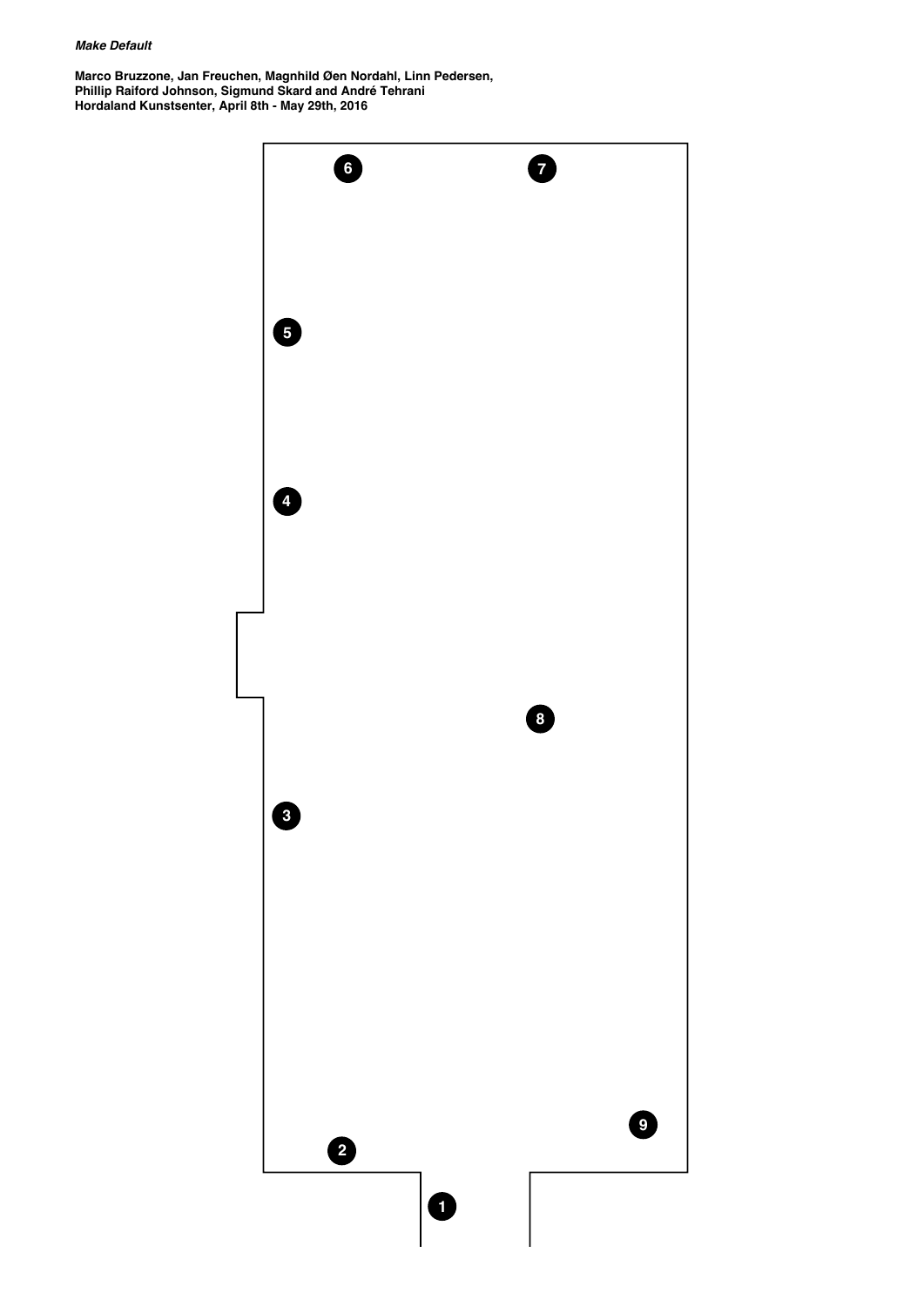***Make Default***

**Marco Bruzzone, Jan Freuchen, Magnhild Øen Nordahl, Linn Pedersen, Phillip Raiford Johnson, Sigmund Skard and André Tehrani**
**Hordaland Kunstsenter, April 8th - May 29th, 2016**

6 7

5

4

8

3

9

2

1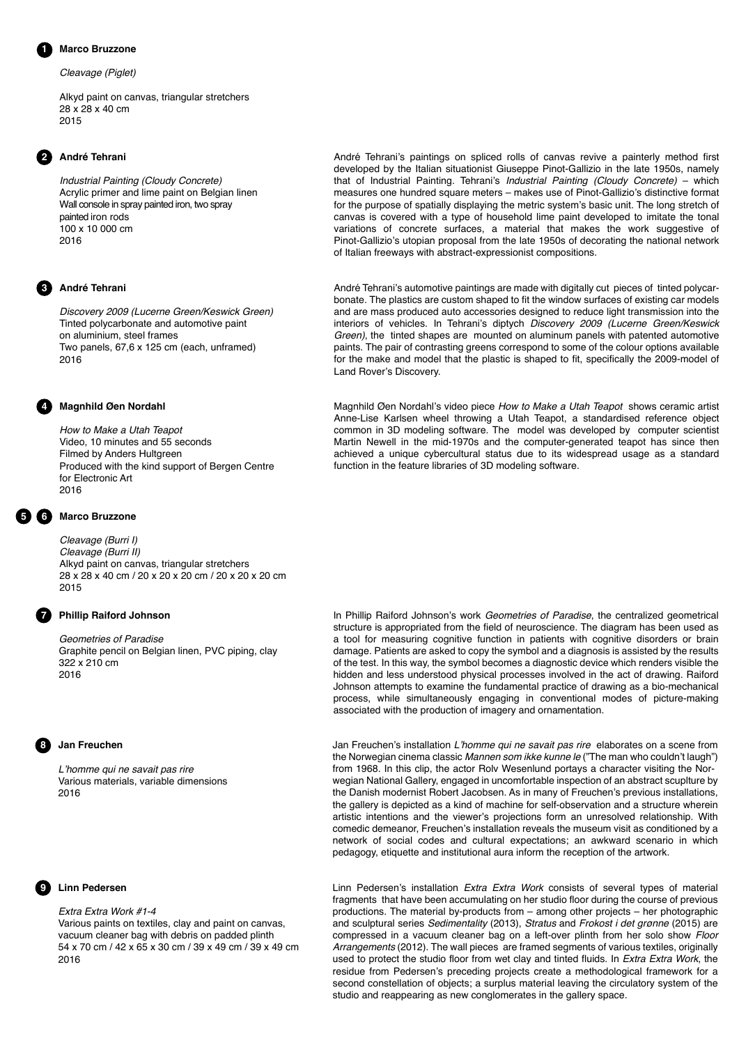**1** **Marco Bruzzone**

*Cleavage (Piglet)*

Alkyd paint on canvas, triangular stretchers
28 x 28 x 40 cm
2015

**2** **André Tehrani**

*Industrial Painting (Cloudy Concrete)*
Acrylic primer and lime paint on Belgian linen
Wall console in spray painted iron, two spray painted iron rods
100 x 10 000 cm
2016

André Tehrani's paintings on spliced rolls of canvas revive a painterly method first developed by the Italian situationist Giuseppe Pinot-Gallizio in the late 1950s, namely that of Industrial Painting. Tehrani's *Industrial Painting (Cloudy Concrete)* – which measures one hundred square meters – makes use of Pinot-Gallizio's distinctive format for the purpose of spatially displaying the metric system's basic unit. The long stretch of canvas is covered with a type of household lime paint developed to imitate the tonal variations of concrete surfaces, a material that makes the work suggestive of Pinot-Gallizio's utopian proposal from the late 1950s of decorating the national network of Italian freeways with abstract-expressionist compositions.

**3** **André Tehrani**

*Discovery 2009 (Lucerne Green/Keswick Green)*
Tinted polycarbonate and automotive paint on aluminium, steel frames
Two panels, 67,6 x 125 cm (each, unframed)
2016

André Tehrani's automotive paintings are made with digitally cut pieces of tinted polycarbonate. The plastics are custom shaped to fit the window surfaces of existing car models and are mass produced auto accessories designed to reduce light transmission into the interiors of vehicles. In Tehrani's diptych *Discovery 2009 (Lucerne Green/Keswick Green)*, the tinted shapes are mounted on aluminum panels with patented automotive paints. The pair of contrasting greens correspond to some of the colour options available for the make and model that the plastic is shaped to fit, specifically the 2009-model of Land Rover's Discovery.

**4** **Magnhild Øen Nordahl**

*How to Make a Utah Teapot*
Video, 10 minutes and 55 seconds
Filmed by Anders Hultgreen
Produced with the kind support of Bergen Centre for Electronic Art
2016

Magnhild Øen Nordahl's video piece *How to Make a Utah Teapot* shows ceramic artist Anne-Lise Karlsen wheel throwing a Utah Teapot, a standardised reference object common in 3D modeling software. The model was developed by computer scientist Martin Newell in the mid-1970s and the computer-generated teapot has since then achieved a unique cybercultural status due to its widespread usage as a standard function in the feature libraries of 3D modeling software.

**5** **6** **Marco Bruzzone**

*Cleavage (Burri I)*
*Cleavage (Burri II)*
Alkyd paint on canvas, triangular stretchers
28 x 28 x 40 cm / 20 x 20 x 20 cm / 20 x 20 x 20 cm
2015

**7** **Phillip Raiford Johnson**

*Geometries of Paradise*
Graphite pencil on Belgian linen, PVC piping, clay
322 x 210 cm
2016

In Phillip Raiford Johnson's work *Geometries of Paradise*, the centralized geometrical structure is appropriated from the field of neuroscience. The diagram has been used as a tool for measuring cognitive function in patients with cognitive disorders or brain damage. Patients are asked to copy the symbol and a diagnosis is assisted by the results of the test. In this way, the symbol becomes a diagnostic device which renders visible the hidden and less understood physical processes involved in the act of drawing. Raiford Johnson attempts to examine the fundamental practice of drawing as a bio-mechanical process, while simultaneously engaging in conventional modes of picture-making associated with the production of imagery and ornamentation.

**8** **Jan Freuchen**

*L'homme qui ne savait pas rire*
Various materials, variable dimensions
2016

Jan Freuchen's installation *L'homme qui ne savait pas rire* elaborates on a scene from the Norwegian cinema classic *Mannen som ikke kunne le* ("The man who couldn't laugh") from 1968. In this clip, the actor Rolv Wesenlund portays a character visiting the Norwegian National Gallery, engaged in uncomfortable inspection of an abstract scuplture by the Danish modernist Robert Jacobsen. As in many of Freuchen's previous installations, the gallery is depicted as a kind of machine for self-observation and a structure wherein artistic intentions and the viewer's projections form an unresolved relationship. With comedic demeanor, Freuchen's installation reveals the museum visit as conditioned by a network of social codes and cultural expectations; an awkward scenario in which pedagogy, etiquette and institutional aura inform the reception of the artwork.

**9** **Linn Pedersen**

*Extra Extra Work #1-4*
Various paints on textiles, clay and paint on canvas, vacuum cleaner bag with debris on padded plinth
54 x 70 cm / 42 x 65 x 30 cm / 39 x 49 cm / 39 x 49 cm
2016

Linn Pedersen's installation *Extra Extra Work* consists of several types of material fragments that have been accumulating on her studio floor during the course of previous productions. The material by-products from – among other projects – her photographic and sculptural series *Sedimentality* (2013), *Stratus* and *Frokost i det grønne* (2015) are compressed in a vacuum cleaner bag on a left-over plinth from her solo show *Floor Arrangements* (2012). The wall pieces are framed segments of various textiles, originally used to protect the studio floor from wet clay and tinted fluids. In *Extra Extra Work*, the residue from Pedersen's preceding projects create a methodological framework for a second constellation of objects; a surplus material leaving the circulatory system of the studio and reappearing as new conglomerates in the gallery space.